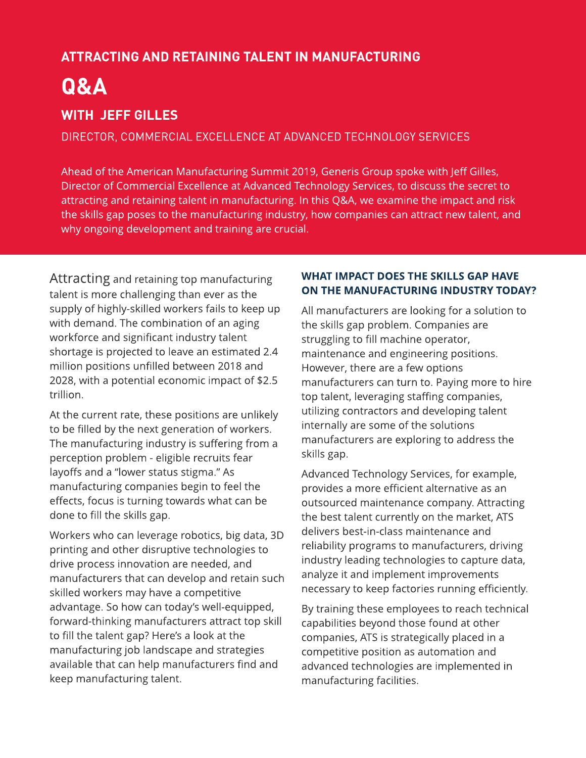## ATTRACTING AND RETAINING TALENT IN MANUFACTURING

# Q&A

### WITH JEFF GILLES

DIRECTOR, COMMERCIAL EXCELLENCE AT ADVANCED TECHNOLOGY SERVICES

Ahead of the American Manufacturing Summit 2019, Generis Group spoke with Jeff Gilles, Director of Commercial Excellence at Advanced Technology Services, to discuss the secret to attracting and retaining talent in manufacturing. In this Q&A, we examine the impact and risk the skills gap poses to the manufacturing industry, how companies can attract new talent, and why ongoing development and training are crucial.

Attracting and retaining top manufacturing talent is more challenging than ever as the supply of highly-skilled workers fails to keep up with demand. The combination of an aging workforce and significant industry talent shortage is projected to leave an estimated 2.4 million positions unfilled between 2018 and 2028, with a potential economic impact of $2.5 trillion.

At the current rate, these positions are unlikely to be filled by the next generation of workers. The manufacturing industry is suffering from a perception problem - eligible recruits fear layoffs and a "lower status stigma." As manufacturing companies begin to feel the effects, focus is turning towards what can be done to fill the skills gap.

Workers who can leverage robotics, big data, 3D printing and other disruptive technologies to drive process innovation are needed, and manufacturers that can develop and retain such skilled workers may have a competitive advantage. So how can today's well-equipped, forward-thinking manufacturers attract top skill to fill the talent gap? Here's a look at the manufacturing job landscape and strategies available that can help manufacturers find and keep manufacturing talent.

**WHAT IMPACT DOES THE SKILLS GAP HAVE ON THE MANUFACTURING INDUSTRY TODAY?**

All manufacturers are looking for a solution to the skills gap problem. Companies are struggling to fill machine operator, maintenance and engineering positions. However, there are a few options manufacturers can turn to. Paying more to hire top talent, leveraging staffing companies, utilizing contractors and developing talent internally are some of the solutions manufacturers are exploring to address the skills gap.

Advanced Technology Services, for example, provides a more efficient alternative as an outsourced maintenance company. Attracting the best talent currently on the market, ATS delivers best-in-class maintenance and reliability programs to manufacturers, driving industry leading technologies to capture data, analyze it and implement improvements necessary to keep factories running efficiently.

By training these employees to reach technical capabilities beyond those found at other companies, ATS is strategically placed in a competitive position as automation and advanced technologies are implemented in manufacturing facilities.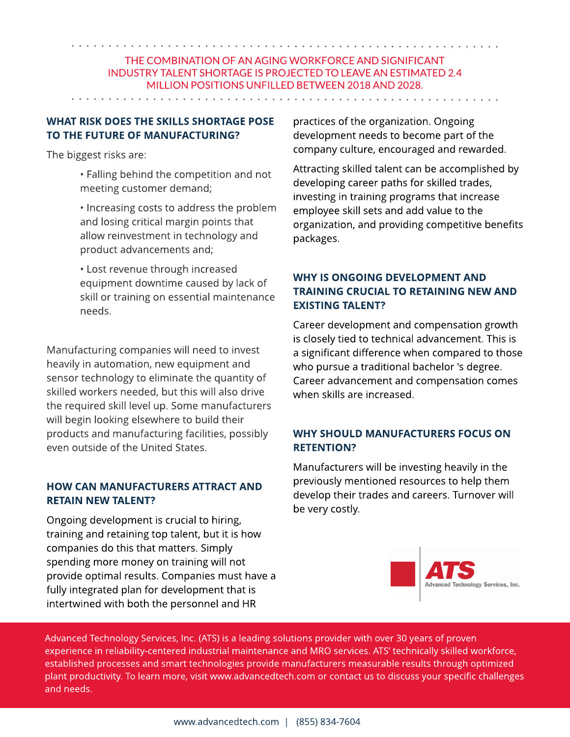**THE COMBINATION OF AN AGING WORKFORCE AND SIGNIFICANT INDUSTRY TALENT SHORTAGE IS PROJECTED TO LEAVE AN ESTIMATED 2.4 MILLION POSITIONS UNFILLED BETWEEN 2018 AND 2028.**

## WHAT RISK DOES THE SKILLS SHORTAGE POSE TO THE FUTURE OF MANUFACTURING?

The biggest risks are:

- Falling behind the competition and not meeting customer demand;
- Increasing costs to address the problem and losing critical margin points that allow reinvestment in technology and product advancements and;
- Lost revenue through increased equipment downtime caused by lack of skill or training on essential maintenance needs.

Manufacturing companies will need to invest heavily in automation, new equipment and sensor technology to eliminate the quantity of skilled workers needed, but this will also drive the required skill level up. Some manufacturers will begin looking elsewhere to build their products and manufacturing facilities, possibly even outside of the United States.

## HOW CAN MANUFACTURERS ATTRACT AND RETAIN NEW TALENT?

Ongoing development is crucial to hiring, training and retaining top talent, but it is how companies do this that matters. Simply spending more money on training will not provide optimal results. Companies must have a fully integrated plan for development that is intertwined with both the personnel and HR practices of the organization. Ongoing development needs to become part of the company culture, encouraged and rewarded.

Attracting skilled talent can be accomplished by developing career paths for skilled trades, investing in training programs that increase employee skill sets and add value to the organization, and providing competitive benefits packages.

## WHY IS ONGOING DEVELOPMENT AND TRAINING CRUCIAL TO RETAINING NEW AND EXISTING TALENT?

Career development and compensation growth is closely tied to technical advancement. This is a significant difference when compared to those who pursue a traditional bachelor 's degree. Career advancement and compensation comes when skills are increased.

## WHY SHOULD MANUFACTURERS FOCUS ON RETENTION?

Manufacturers will be investing heavily in the previously mentioned resources to help them develop their trades and careers. Turnover will be very costly.

ATS
Advanced Technology Services, Inc.

Advanced Technology Services, Inc. (ATS) is a leading solutions provider with over 30 years of proven experience in reliability-centered industrial maintenance and MRO services. ATS' technically skilled workforce, established processes and smart technologies provide manufacturers measurable results through optimized plant productivity. To learn more, visit www.advancedtech.com or contact us to discuss your specific challenges and needs.

www.advancedtech.com | (855) 834-7604